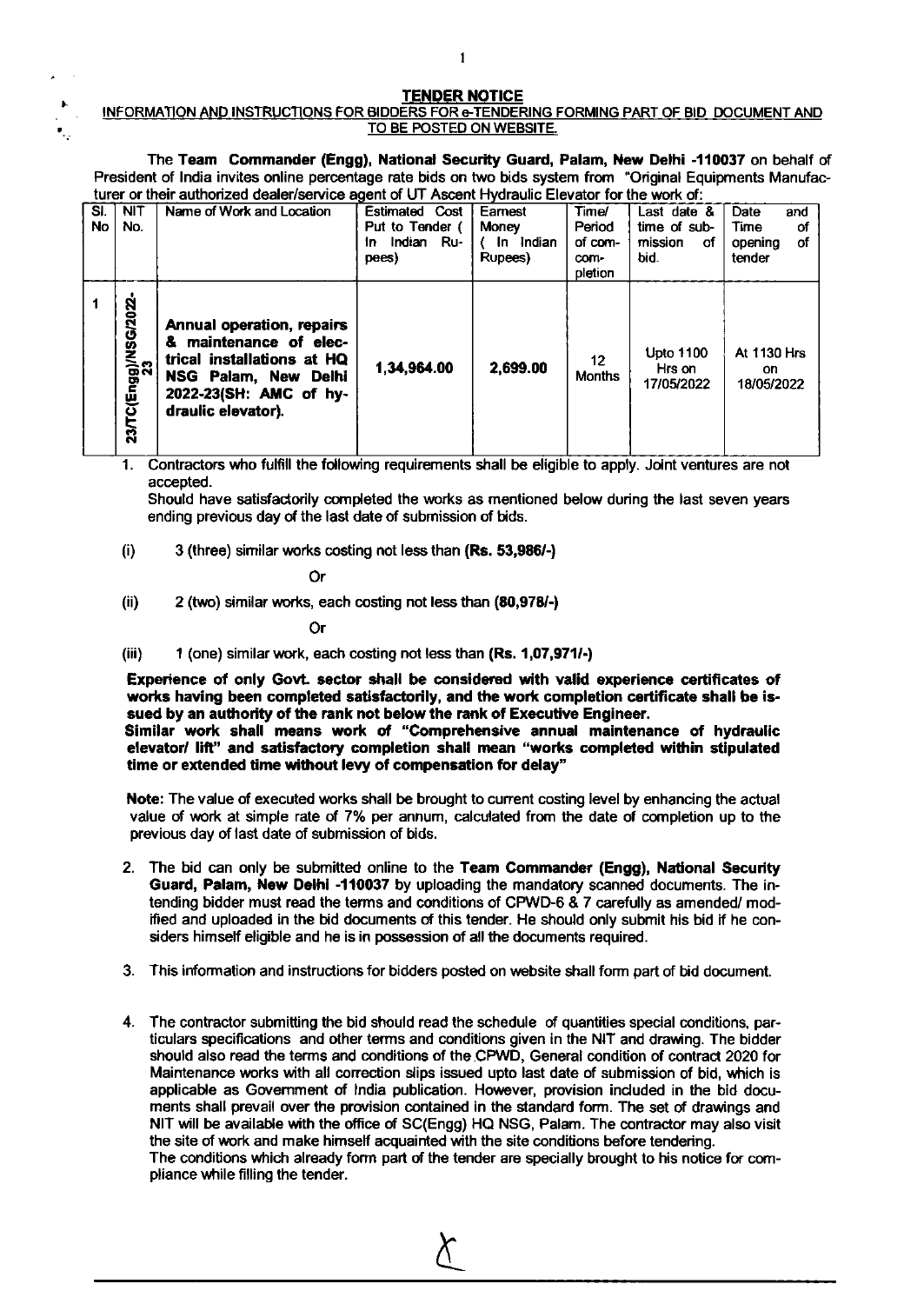# TENDER NOTICE

## INFORMATION AND INSTRUCTIONS FOR BIDDERS FOR e-TENDERING FORMING PART OF BID DOCUMENT AND TO BE POSTED ON WEBSITE.

The **Team Commander (Engg), National Security Guard, Palam, New Delhi -110037** on behalf of President of India invites online percentage rate bids on two bids system from "Original Equipments Manufacturer or their authorized dealer/service agent of UT Ascent Hydraulic Elevator for the work of:

| Sl. No | NIT No. | Name of Work and Location | Estimated Cost Put to Tender ( In Indian Rupees) | Earnest Money ( In Indian Rupees) | Time/ Period of completion | Last date & time of submission of bid. | Date and Time of opening of tender |
|---|---|---|---|---|---|---|---|
| 1 | 23/TC(Engg)/NSG/2022-23 | **Annual operation, repairs & maintenance of electrical installations at HQ NSG Palam, New Delhi 2022-23(SH: AMC of hydraulic elevator).** | **1,34,964.00** | **2,699.00** | 12 Months | Upto 1100 Hrs on 17/05/2022 | At 1130 Hrs on 18/05/2022 |

1. Contractors who fulfill the following requirements shall be eligible to apply. Joint ventures are not accepted.

   Should have satisfactorily completed the works as mentioned below during the last seven years ending previous day of the last date of submission of bids.

   (i) 3 (three) similar works costing not less than **(Rs. 53,986/-)**

   Or

   (ii) 2 (two) similar works, each costing not less than **(80,978/-)**

   Or

   (iii) 1 (one) similar work, each costing not less than **(Rs. 1,07,971/-)**

   **Experience of only Govt. sector shall be considered with valid experience certificates of works having been completed satisfactorily, and the work completion certificate shall be issued by an authority of the rank not below the rank of Executive Engineer.**

   **Similar work shall means work of "Comprehensive annual maintenance of hydraulic elevator/ lift" and satisfactory completion shall mean "works completed within stipulated time or extended time without levy of compensation for delay"**

   **Note:** The value of executed works shall be brought to current costing level by enhancing the actual value of work at simple rate of 7% per annum, calculated from the date of completion up to the previous day of last date of submission of bids.

2. The bid can only be submitted online to the **Team Commander (Engg), National Security Guard, Palam, New Delhi -110037** by uploading the mandatory scanned documents. The intending bidder must read the terms and conditions of CPWD-6 & 7 carefully as amended/ modified and uploaded in the bid documents of this tender. He should only submit his bid if he considers himself eligible and he is in possession of all the documents required.

3. This information and instructions for bidders posted on website shall form part of bid document.

4. The contractor submitting the bid should read the schedule of quantities special conditions, particulars specifications and other terms and conditions given in the NIT and drawing. The bidder should also read the terms and conditions of the CPWD, General condition of contract 2020 for Maintenance works with all correction slips issued upto last date of submission of bid, which is applicable as Government of India publication. However, provision included in the bid documents shall prevail over the provision contained in the standard form. The set of drawings and NIT will be available with the office of SC(Engg) HQ NSG, Palam. The contractor may also visit the site of work and make himself acquainted with the site conditions before tendering.

   The conditions which already form part of the tender are specially brought to his notice for compliance while filling the tender.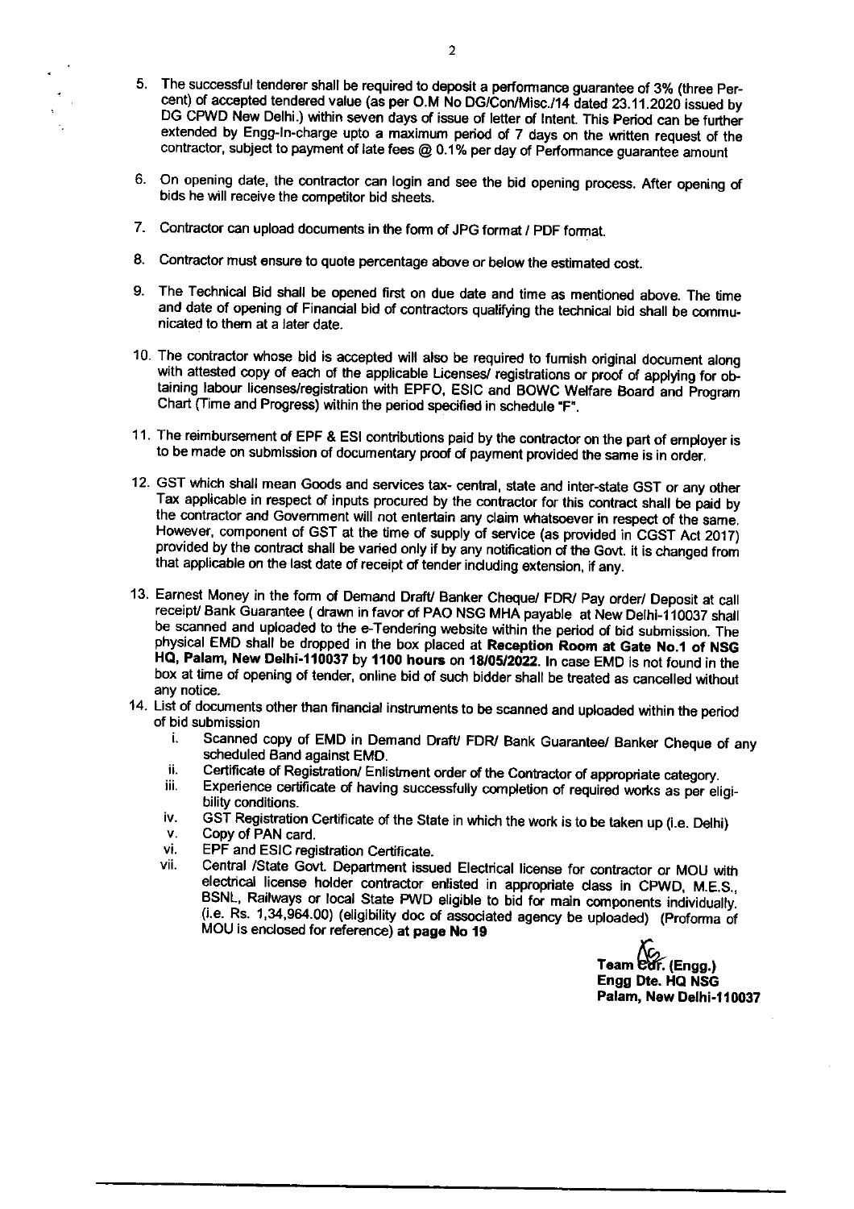5. The successful tenderer shall be required to deposit a performance guarantee of 3% (three Percent) of accepted tendered value (as per O.M No DG/Con/Misc./14 dated 23.11.2020 issued by DG CPWD New Delhi.) within seven days of issue of letter of Intent. This Period can be further extended by Engg-In-charge upto a maximum period of 7 days on the written request of the contractor, subject to payment of late fees @ 0.1% per day of Performance guarantee amount

6. On opening date, the contractor can login and see the bid opening process. After opening of bids he will receive the competitor bid sheets.

7. Contractor can upload documents in the form of JPG format / PDF format.

8. Contractor must ensure to quote percentage above or below the estimated cost.

9. The Technical Bid shall be opened first on due date and time as mentioned above. The time and date of opening of Financial bid of contractors qualifying the technical bid shall be communicated to them at a later date.

10. The contractor whose bid is accepted will also be required to furnish original document along with attested copy of each of the applicable Licenses/ registrations or proof of applying for obtaining labour licenses/registration with EPFO, ESIC and BOWC Welfare Board and Program Chart (Time and Progress) within the period specified in schedule "F".

11. The reimbursement of EPF & ESI contributions paid by the contractor on the part of employer is to be made on submission of documentary proof of payment provided the same is in order.

12. GST which shall mean Goods and services tax- central, state and inter-state GST or any other Tax applicable in respect of inputs procured by the contractor for this contract shall be paid by the contractor and Government will not entertain any claim whatsoever in respect of the same. However, component of GST at the time of supply of service (as provided in CGST Act 2017) provided by the contract shall be varied only if by any notification of the Govt. it is changed from that applicable on the last date of receipt of tender including extension, if any.

13. Earnest Money in the form of Demand Draft/ Banker Cheque/ FDR/ Pay order/ Deposit at call receipt/ Bank Guarantee ( drawn in favor of PAO NSG MHA payable at New Delhi-110037 shall be scanned and uploaded to the e-Tendering website within the period of bid submission. The physical EMD shall be dropped in the box placed at **Reception Room at Gate No.1 of NSG HQ, Palam, New Delhi-110037** by **1100 hours** on **18/05/2022.** In case EMD is not found in the box at time of opening of tender, online bid of such bidder shall be treated as cancelled without any notice.

14. List of documents other than financial instruments to be scanned and uploaded within the period of bid submission
    i. Scanned copy of EMD in Demand Draft/ FDR/ Bank Guarantee/ Banker Cheque of any scheduled Band against EMD.
    ii. Certificate of Registration/ Enlistment order of the Contractor of appropriate category.
    iii. Experience certificate of having successfully completion of required works as per eligibility conditions.
    iv. GST Registration Certificate of the State in which the work is to be taken up (i.e. Delhi)
    v. Copy of PAN card.
    vi. EPF and ESIC registration Certificate.
    vii. Central /State Govt. Department issued Electrical license for contractor or MOU with electrical license holder contractor enlisted in appropriate class in CPWD, M.E.S., BSNL, Railways or local State PWD eligible to bid for main components individually. (i.e. Rs. 1,34,964.00) (eligibility doc of associated agency be uploaded) (Proforma of MOU is enclosed for reference) **at page No 19**

**Team Cdr. (Engg.)**
**Engg Dte. HQ NSG**
**Palam, New Delhi-110037**